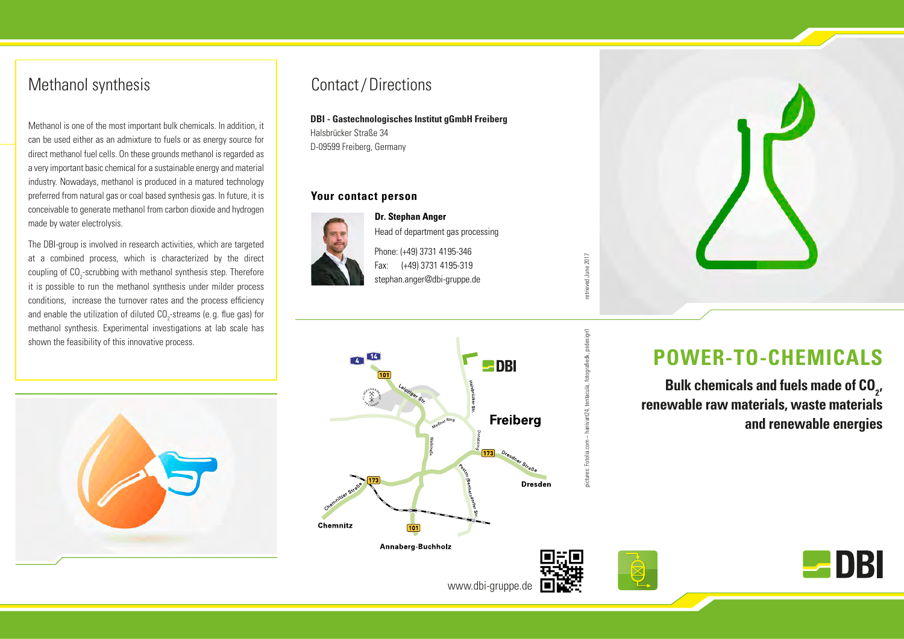## Methanol synthesis

Methanol is one of the most important bulk chemicals. In addition, it can be used either as an admixture to fuels or as energy source for direct methanol fuel cells. On these grounds methanol is regarded as a very important basic chemical for a sustainable energy and material industry. Nowadays, methanol is produced in a matured technology preferred from natural gas or coal based synthesis gas. In future, it is conceivable to generate methanol from carbon dioxide and hydrogen made by water electrolysis.

The DBI-group is involved in research activities, which are targeted at a combined process, which is characterized by the direct coupling of $CO_2$-scrubbing with methanol synthesis step. Therefore it is possible to run the methanol synthesis under milder process conditions, increase the turnover rates and the process efficiency and enable the utilization of diluted $CO_2$-streams (e.g. flue gas) for methanol synthesis. Experimental investigations at lab scale has shown the feasibility of this innovative process.

## Contact / Directions

**DBI - Gastechnologisches Institut gGmbH Freiberg**
Halsbrücker Straße 34
D-09599 Freiberg, Germany

**Your contact person**

**Dr. Stephan Anger**
Head of department gas processing

Phone: (+49) 3731 4195-346
Fax: (+49) 3731 4195-319
stephan.anger@dbi-gruppe.de

www.dbi-gruppe.de

retrieved June 2017

pictures: Fotolia.com – hanivart24, tentacula, fotografiedk, psdesign1

# POWER-TO-CHEMICALS

**Bulk chemicals and fuels made of $CO_2$, renewable raw materials, waste materials and renewable energies**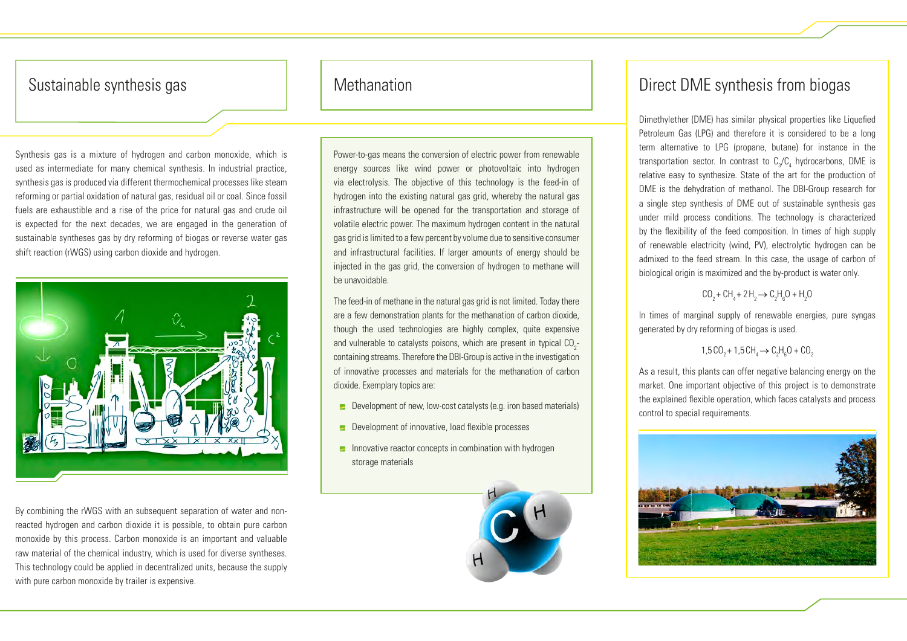## Sustainable synthesis gas

Synthesis gas is a mixture of hydrogen and carbon monoxide, which is used as intermediate for many chemical synthesis. In industrial practice, synthesis gas is produced via different thermochemical processes like steam reforming or partial oxidation of natural gas, residual oil or coal. Since fossil fuels are exhaustible and a rise of the price for natural gas and crude oil is expected for the next decades, we are engaged in the generation of sustainable syntheses gas by dry reforming of biogas or reverse water gas shift reaction (rWGS) using carbon dioxide and hydrogen.

By combining the rWGS with an subsequent separation of water and non-reacted hydrogen and carbon dioxide it is possible, to obtain pure carbon monoxide by this process. Carbon monoxide is an important and valuable raw material of the chemical industry, which is used for diverse syntheses. This technology could be applied in decentralized units, because the supply with pure carbon monoxide by trailer is expensive.

## Methanation

Power-to-gas means the conversion of electric power from renewable energy sources like wind power or photovoltaic into hydrogen via electrolysis. The objective of this technology is the feed-in of hydrogen into the existing natural gas grid, whereby the natural gas infrastructure will be opened for the transportation and storage of volatile electric power. The maximum hydrogen content in the natural gas grid is limited to a few percent by volume due to sensitive consumer and infrastructural facilities. If larger amounts of energy should be injected in the gas grid, the conversion of hydrogen to methane will be unavoidable.

The feed-in of methane in the natural gas grid is not limited. Today there are a few demonstration plants for the methanation of carbon dioxide, though the used technologies are highly complex, quite expensive and vulnerable to catalysts poisons, which are present in typical $CO_2$-containing streams. Therefore the DBI-Group is active in the investigation of innovative processes and materials for the methanation of carbon dioxide. Exemplary topics are:

- Development of new, low-cost catalysts (e.g. iron based materials)
- Development of innovative, load flexible processes
- Innovative reactor concepts in combination with hydrogen storage materials

## Direct DME synthesis from biogas

Dimethylether (DME) has similar physical properties like Liquefied Petroleum Gas (LPG) and therefore it is considered to be a long term alternative to LPG (propane, butane) for instance in the transportation sector. In contrast to $C_3/C_4$ hydrocarbons, DME is relative easy to synthesize. State of the art for the production of DME is the dehydration of methanol. The DBI-Group research for a single step synthesis of DME out of sustainable synthesis gas under mild process conditions. The technology is characterized by the flexibility of the feed composition. In times of high supply of renewable electricity (wind, PV), electrolytic hydrogen can be admixed to the feed stream. In this case, the usage of carbon of biological origin is maximized and the by-product is water only.

$$CO_2 + CH_4 + 2H_2 \rightarrow C_2H_6O + H_2O$$

In times of marginal supply of renewable energies, pure syngas generated by dry reforming of biogas is used.

$$1{,}5\,CO_2 + 1{,}5\,CH_4 \rightarrow C_2H_6O + CO_2$$

As a result, this plants can offer negative balancing energy on the market. One important objective of this project is to demonstrate the explained flexible operation, which faces catalysts and process control to special requirements.